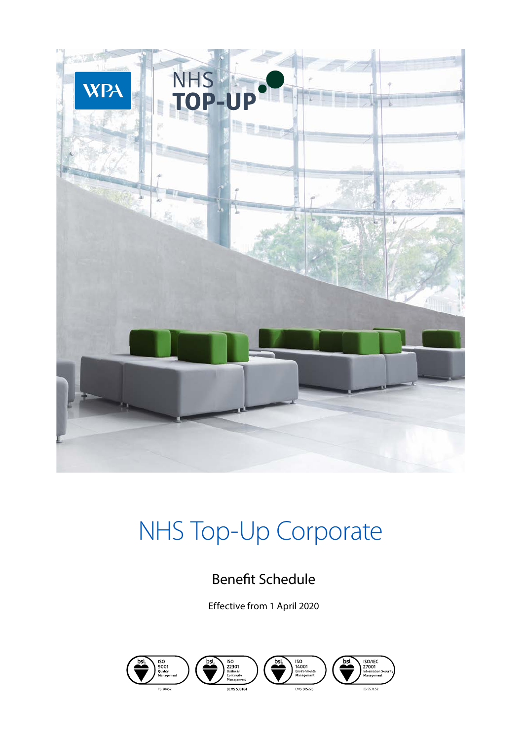WPA

NHS TOP-UP

# NHS Top-Up Corporate

## Benefit Schedule

Effective from 1 April 2020

bsi. ISO 9001 Quality Management FS 28452

bsi. ISO 22301 Business Continuity Management BCMS 538164

bsi. ISO 14001 Environmental Management EMS 505226

bsi. ISO/IEC 27001 Information Security Management IS 553152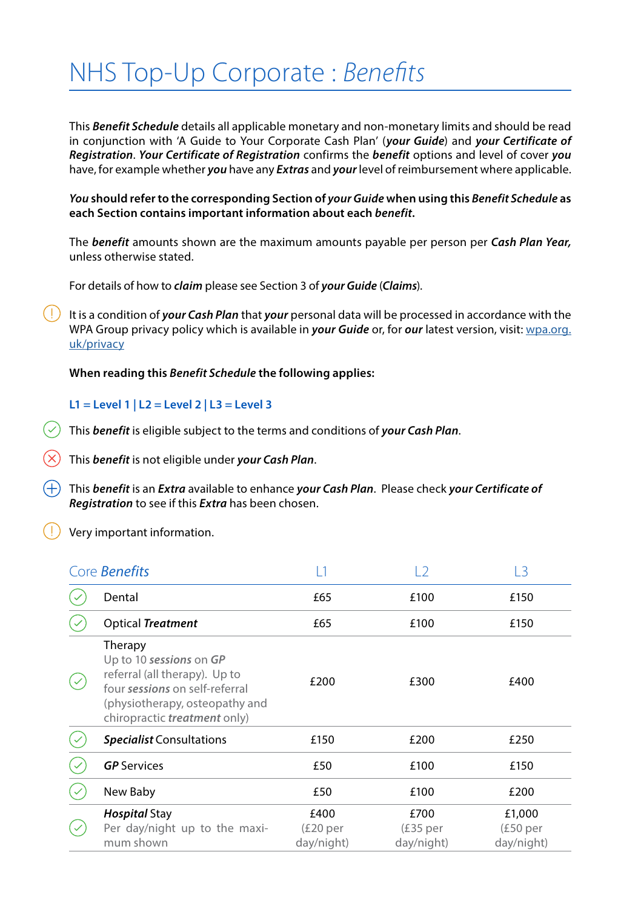# NHS Top-Up Corporate : *Benefits*

This ***Benefit Schedule*** details all applicable monetary and non-monetary limits and should be read in conjunction with 'A Guide to Your Corporate Cash Plan' (***your Guide***) and ***your Certificate of Registration***. ***Your Certificate of Registration*** confirms the ***benefit*** options and level of cover ***you*** have, for example whether ***you*** have any ***Extras*** and ***your*** level of reimbursement where applicable.

***You* should refer to the corresponding Section of *your Guide* when using this *Benefit Schedule* as each Section contains important information about each *benefit*.**

The ***benefit*** amounts shown are the maximum amounts payable per person per ***Cash Plan Year,*** unless otherwise stated.

For details of how to ***claim*** please see Section 3 of ***your Guide*** (***Claims***).

(!) It is a condition of ***your Cash Plan*** that ***your*** personal data will be processed in accordance with the WPA Group privacy policy which is available in ***your Guide*** or, for ***our*** latest version, visit: wpa.org.uk/privacy

**When reading this *Benefit Schedule* the following applies:**

**L1 = Level 1 | L2 = Level 2 | L3 = Level 3**

(✓) This ***benefit*** is eligible subject to the terms and conditions of ***your Cash Plan***.

(✗) This ***benefit*** is not eligible under ***your Cash Plan***.

(+) This ***benefit*** is an ***Extra*** available to enhance ***your Cash Plan***. Please check ***your Certificate of Registration*** to see if this ***Extra*** has been chosen.

(!) Very important information.

| | Core *Benefits* | L1 | L2 | L3 |
|---|---|---|---|---|
| ✓ | Dental | £65 | £100 | £150 |
| ✓ | Optical ***Treatment*** | £65 | £100 | £150 |
| ✓ | Therapy<br>Up to 10 ***sessions*** on ***GP*** referral (all therapy). Up to four ***sessions*** on self-referral (physiotherapy, osteopathy and chiropractic ***treatment*** only) | £200 | £300 | £400 |
| ✓ | ***Specialist*** Consultations | £150 | £200 | £250 |
| ✓ | ***GP*** Services | £50 | £100 | £150 |
| ✓ | New Baby | £50 | £100 | £200 |
| ✓ | ***Hospital*** Stay<br>Per day/night up to the maximum shown | £400<br>(£20 per day/night) | £700<br>(£35 per day/night) | £1,000<br>(£50 per day/night) |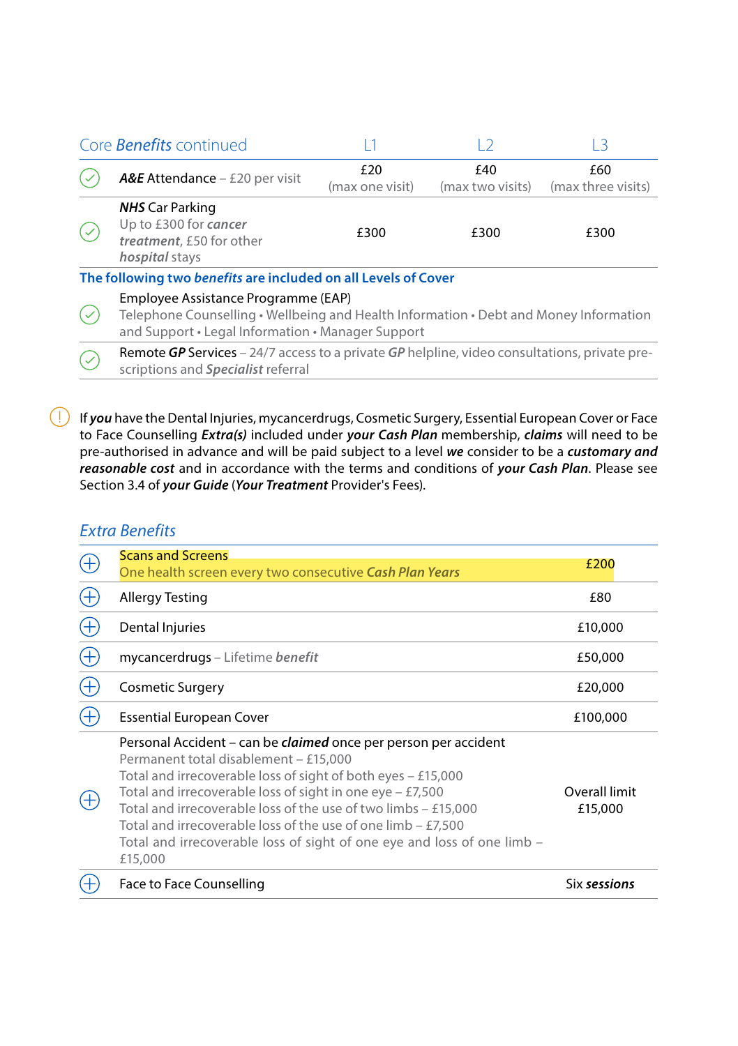| Core *Benefits* continued | L1 | L2 | L3 |
|---|---|---|---|
| ***A&E*** Attendance – £20 per visit | £20 (max one visit) | £40 (max two visits) | £60 (max three visits) |
| ***NHS*** Car Parking<br>Up to £300 for ***cancer treatment***, £50 for other ***hospital*** stays | £300 | £300 | £300 |

**The following two *benefits* are included on all Levels of Cover**

| Benefit |
|---|
| Employee Assistance Programme (EAP)<br>Telephone Counselling • Wellbeing and Health Information • Debt and Money Information and Support • Legal Information • Manager Support |
| Remote ***GP*** Services – 24/7 access to a private ***GP*** helpline, video consultations, private pre-scriptions and ***Specialist*** referral |

If ***you*** have the Dental Injuries, mycancerdrugs, Cosmetic Surgery, Essential European Cover or Face to Face Counselling ***Extra(s)*** included under ***your Cash Plan*** membership, ***claims*** will need to be pre-authorised in advance and will be paid subject to a level ***we*** consider to be a ***customary and reasonable cost*** and in accordance with the terms and conditions of ***your Cash Plan***. Please see Section 3.4 of ***your Guide*** (***Your Treatment*** Provider's Fees).

## *Extra Benefits*

| Benefit | Limit |
|---|---|
| Scans and Screens<br>One health screen every two consecutive ***Cash Plan Years*** | £200 |
| Allergy Testing | £80 |
| Dental Injuries | £10,000 |
| mycancerdrugs – Lifetime ***benefit*** | £50,000 |
| Cosmetic Surgery | £20,000 |
| Essential European Cover | £100,000 |
| Personal Accident – can be ***claimed*** once per person per accident<br>Permanent total disablement – £15,000<br>Total and irrecoverable loss of sight of both eyes – £15,000<br>Total and irrecoverable loss of sight in one eye – £7,500<br>Total and irrecoverable loss of the use of two limbs – £15,000<br>Total and irrecoverable loss of the use of one limb – £7,500<br>Total and irrecoverable loss of sight of one eye and loss of one limb – £15,000 | Overall limit £15,000 |
| Face to Face Counselling | Six ***sessions*** |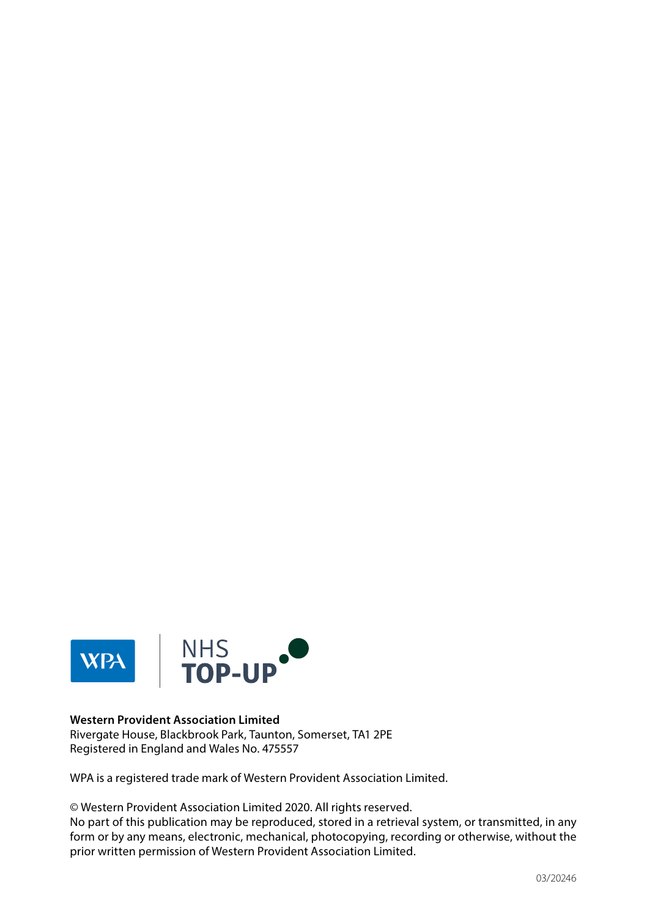WPA

NHS
TOP-UP

**Western Provident Association Limited**
Rivergate House, Blackbrook Park, Taunton, Somerset, TA1 2PE
Registered in England and Wales No. 475557

WPA is a registered trade mark of Western Provident Association Limited.

© Western Provident Association Limited 2020. All rights reserved.
No part of this publication may be reproduced, stored in a retrieval system, or transmitted, in any form or by any means, electronic, mechanical, photocopying, recording or otherwise, without the prior written permission of Western Provident Association Limited.

03/20246